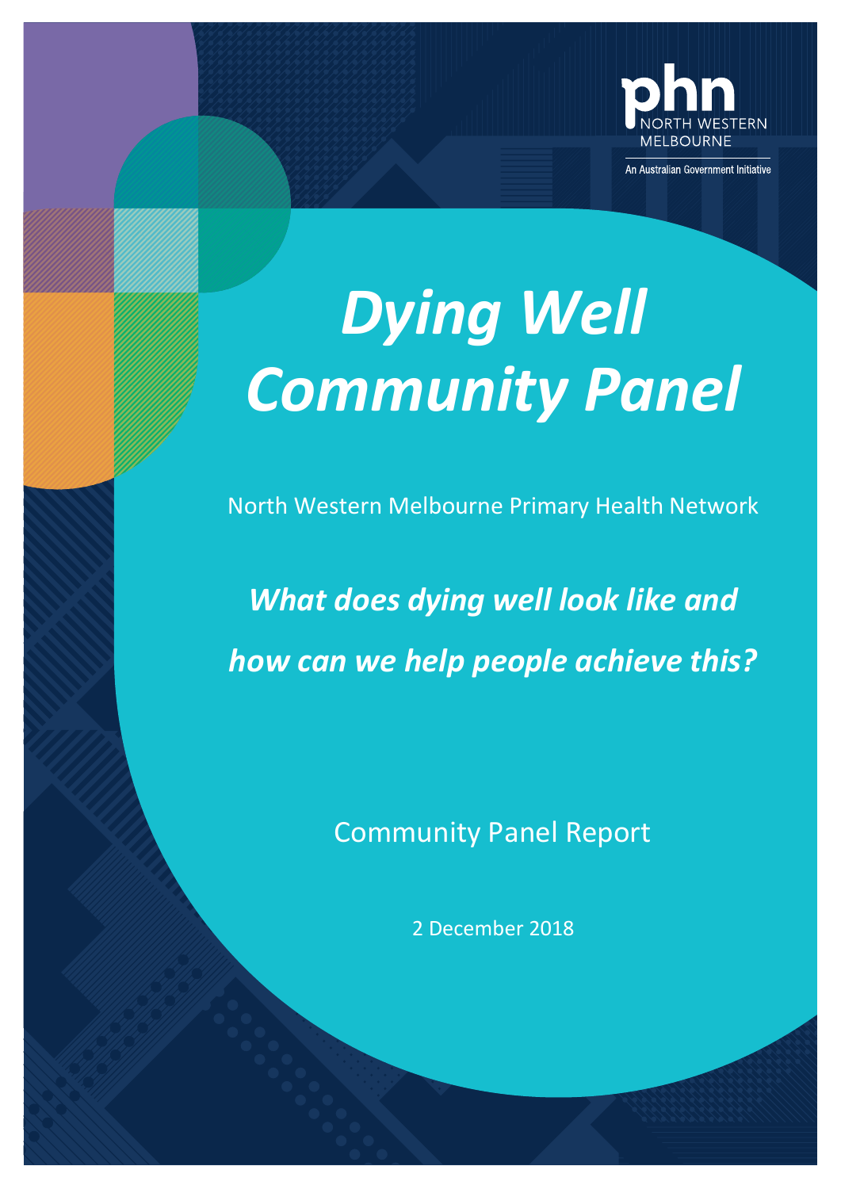phn NORTH WESTERN MELBOURNE

An Australian Government Initiative

# *Dying Well Community Panel*

North Western Melbourne Primary Health Network

***What does dying well look like and how can we help people achieve this?***

Community Panel Report

2 December 2018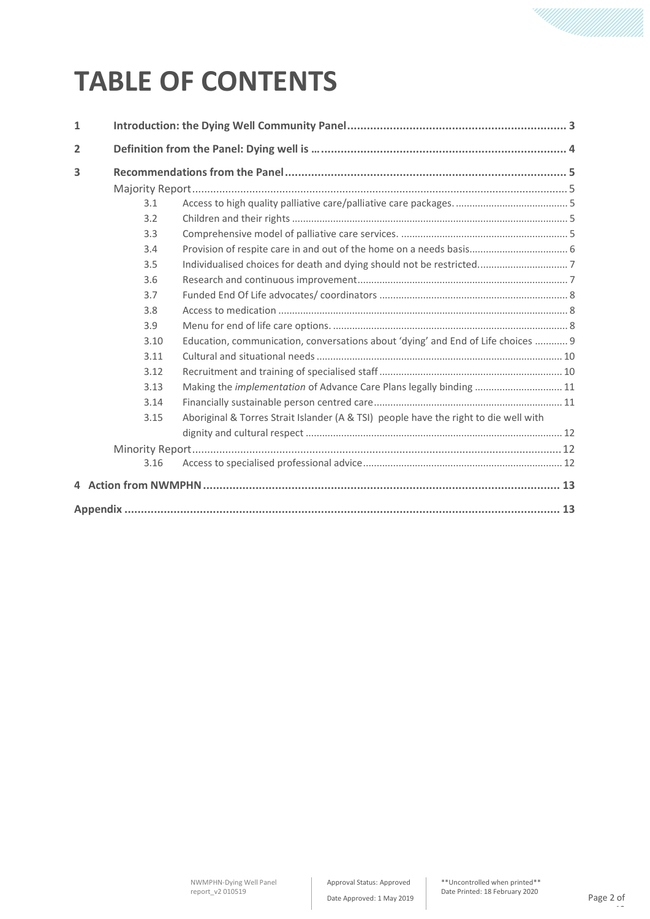# TABLE OF CONTENTS

1 Introduction: the Dying Well Community Panel ... 3

2 Definition from the Panel: Dying well is … ... 4

3 Recommendations from the Panel ... 5

- Majority Report ... 5
  - 3.1 Access to high quality palliative care/palliative care packages. ... 5
  - 3.2 Children and their rights ... 5
  - 3.3 Comprehensive model of palliative care services. ... 5
  - 3.4 Provision of respite care in and out of the home on a needs basis ... 6
  - 3.5 Individualised choices for death and dying should not be restricted ... 7
  - 3.6 Research and continuous improvement ... 7
  - 3.7 Funded End Of Life advocates/ coordinators ... 8
  - 3.8 Access to medication ... 8
  - 3.9 Menu for end of life care options. ... 8
  - 3.10 Education, communication, conversations about 'dying' and End of Life choices ... 9
  - 3.11 Cultural and situational needs ... 10
  - 3.12 Recruitment and training of specialised staff ... 10
  - 3.13 Making the *implementation* of Advance Care Plans legally binding ... 11
  - 3.14 Financially sustainable person centred care ... 11
  - 3.15 Aboriginal & Torres Strait Islander (A & TSI) people have the right to die well with dignity and cultural respect ... 12
- Minority Report ... 12
  - 3.16 Access to specialised professional advice ... 12

4 Action from NWMPHN ... 13

Appendix ... 13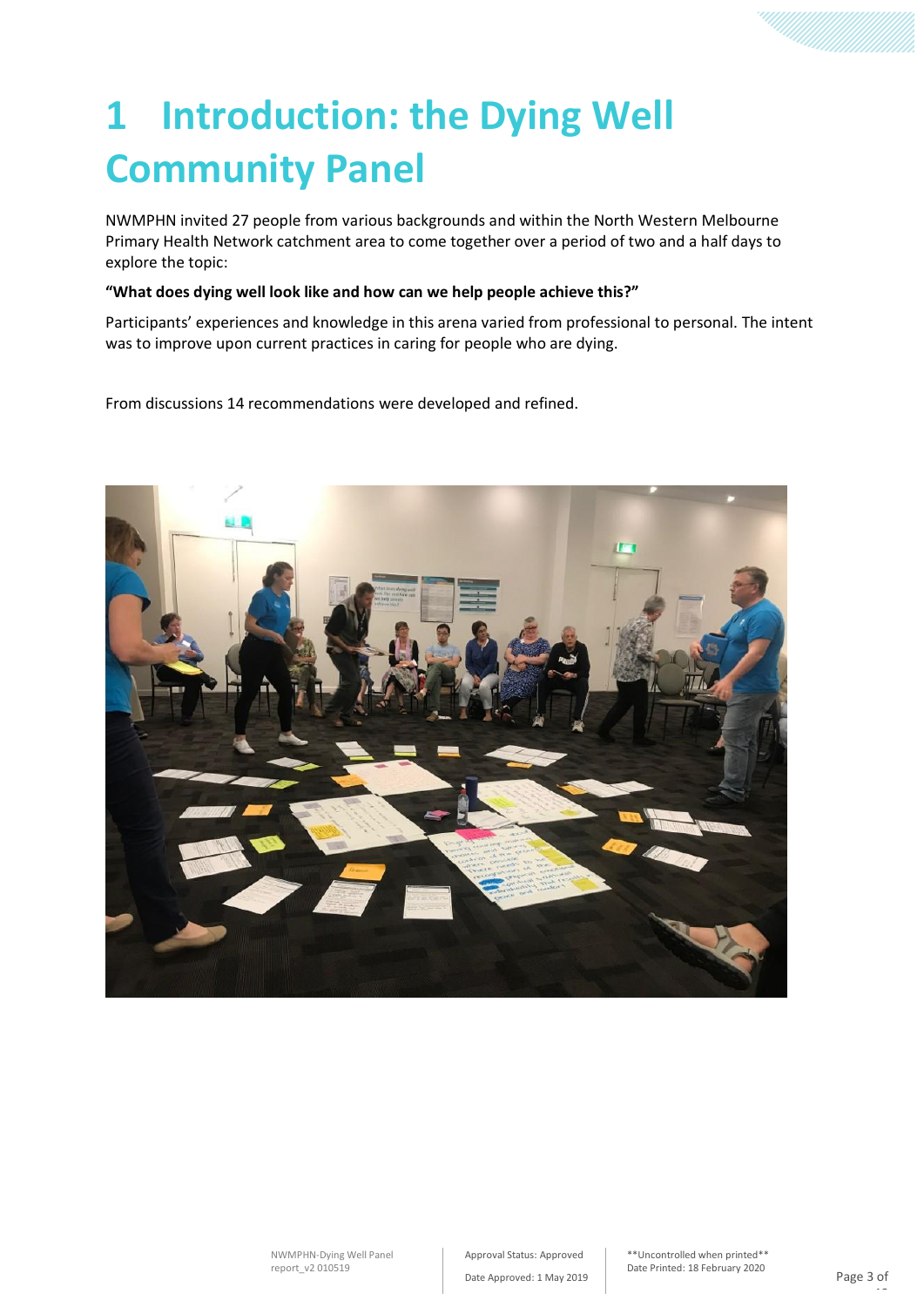# 1 Introduction: the Dying Well Community Panel

NWMPHN invited 27 people from various backgrounds and within the North Western Melbourne Primary Health Network catchment area to come together over a period of two and a half days to explore the topic:

**"What does dying well look like and how can we help people achieve this?"**

Participants' experiences and knowledge in this arena varied from professional to personal. The intent was to improve upon current practices in caring for people who are dying.

From discussions 14 recommendations were developed and refined.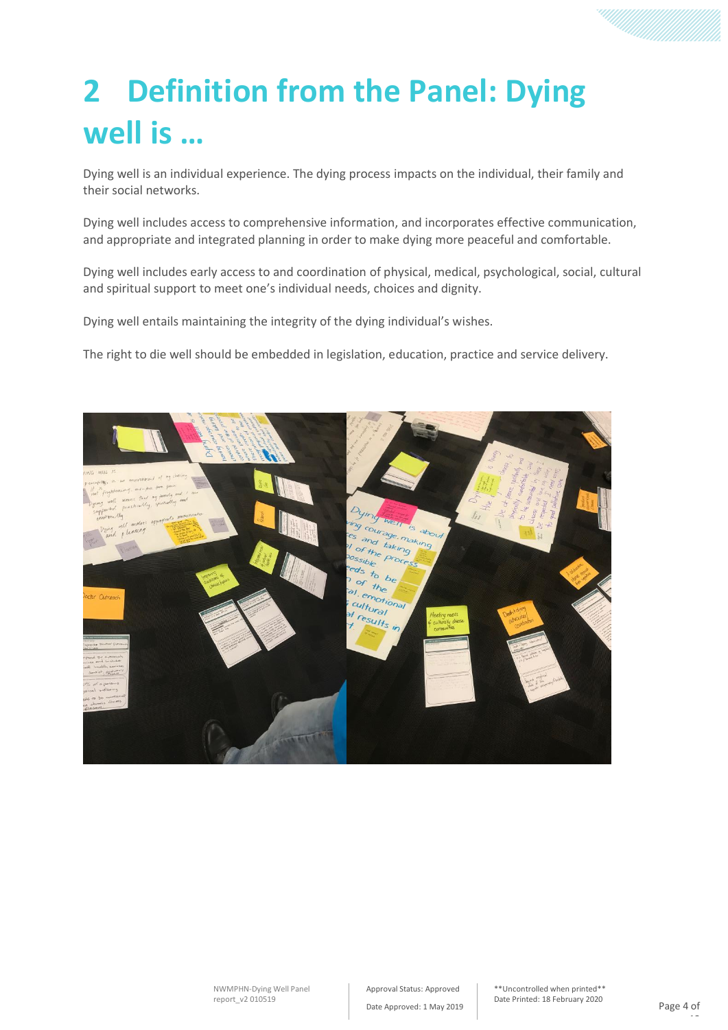# 2 Definition from the Panel: Dying well is …

Dying well is an individual experience. The dying process impacts on the individual, their family and their social networks.

Dying well includes access to comprehensive information, and incorporates effective communication, and appropriate and integrated planning in order to make dying more peaceful and comfortable.

Dying well includes early access to and coordination of physical, medical, psychological, social, cultural and spiritual support to meet one's individual needs, choices and dignity.

Dying well entails maintaining the integrity of the dying individual's wishes.

The right to die well should be embedded in legislation, education, practice and service delivery.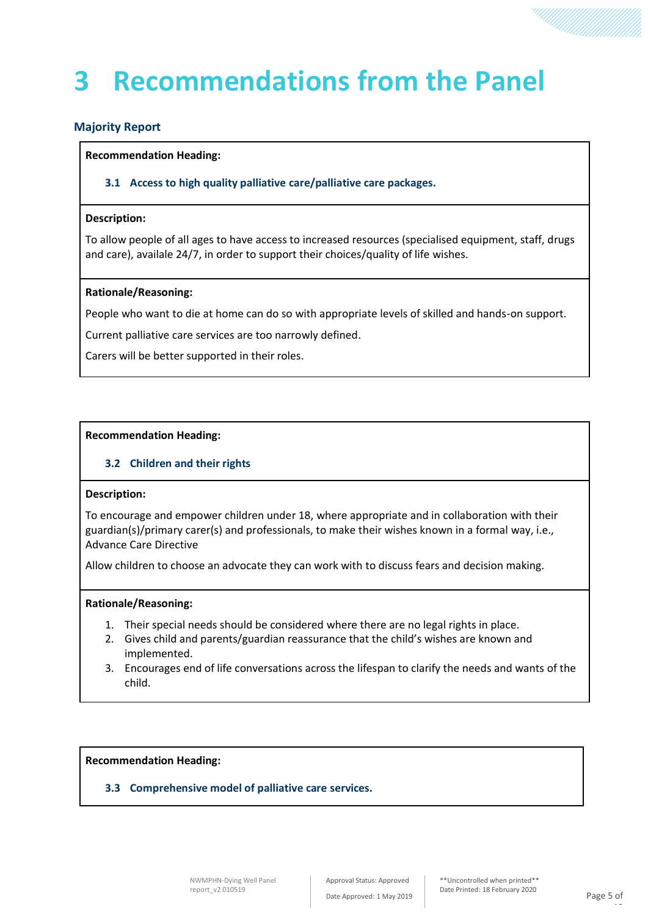# 3 Recommendations from the Panel

### Majority Report

| **Recommendation Heading:** |
| --- |
| **3.1 Access to high quality palliative care/palliative care packages.** |
| **Description:** |
| To allow people of all ages to have access to increased resources (specialised equipment, staff, drugs and care), availale 24/7, in order to support their choices/quality of life wishes. |
| **Rationale/Reasoning:** |
| People who want to die at home can do so with appropriate levels of skilled and hands-on support.<br>Current palliative care services are too narrowly defined.<br>Carers will be better supported in their roles. |

| **Recommendation Heading:** |
| --- |
| **3.2 Children and their rights** |
| **Description:** |
| To encourage and empower children under 18, where appropriate and in collaboration with their guardian(s)/primary carer(s) and professionals, to make their wishes known in a formal way, i.e., Advance Care Directive<br>Allow children to choose an advocate they can work with to discuss fears and decision making. |
| **Rationale/Reasoning:** |
| 1. Their special needs should be considered where there are no legal rights in place.<br>2. Gives child and parents/guardian reassurance that the child's wishes are known and implemented.<br>3. Encourages end of life conversations across the lifespan to clarify the needs and wants of the child. |

| **Recommendation Heading:** |
| --- |
| **3.3 Comprehensive model of palliative care services.** |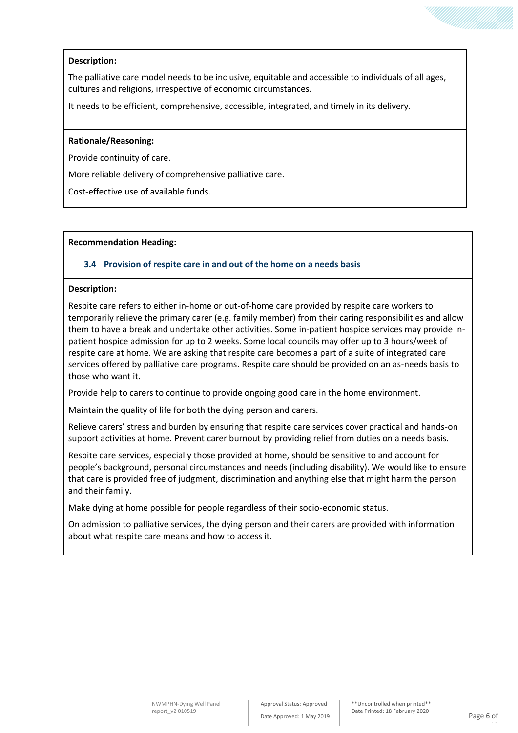**Description:**

The palliative care model needs to be inclusive, equitable and accessible to individuals of all ages, cultures and religions, irrespective of economic circumstances.

It needs to be efficient, comprehensive, accessible, integrated, and timely in its delivery.

**Rationale/Reasoning:**

Provide continuity of care.

More reliable delivery of comprehensive palliative care.

Cost-effective use of available funds.

**Recommendation Heading:**

### 3.4 Provision of respite care in and out of the home on a needs basis

**Description:**

Respite care refers to either in-home or out-of-home care provided by respite care workers to temporarily relieve the primary carer (e.g. family member) from their caring responsibilities and allow them to have a break and undertake other activities. Some in-patient hospice services may provide in-patient hospice admission for up to 2 weeks. Some local councils may offer up to 3 hours/week of respite care at home. We are asking that respite care becomes a part of a suite of integrated care services offered by palliative care programs. Respite care should be provided on an as-needs basis to those who want it.

Provide help to carers to continue to provide ongoing good care in the home environment.

Maintain the quality of life for both the dying person and carers.

Relieve carers' stress and burden by ensuring that respite care services cover practical and hands-on support activities at home. Prevent carer burnout by providing relief from duties on a needs basis.

Respite care services, especially those provided at home, should be sensitive to and account for people's background, personal circumstances and needs (including disability). We would like to ensure that care is provided free of judgment, discrimination and anything else that might harm the person and their family.

Make dying at home possible for people regardless of their socio-economic status.

On admission to palliative services, the dying person and their carers are provided with information about what respite care means and how to access it.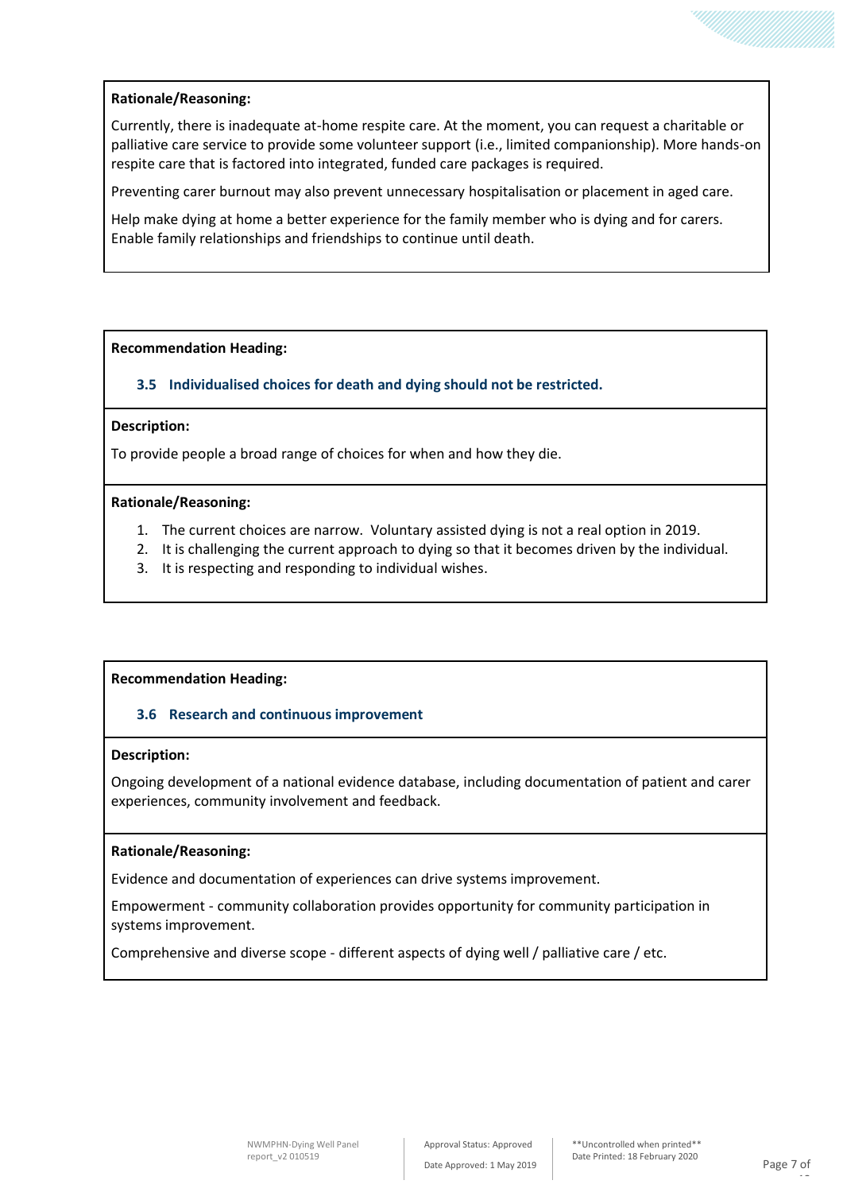**Rationale/Reasoning:**

Currently, there is inadequate at-home respite care. At the moment, you can request a charitable or palliative care service to provide some volunteer support (i.e., limited companionship). More hands-on respite care that is factored into integrated, funded care packages is required.

Preventing carer burnout may also prevent unnecessary hospitalisation or placement in aged care.

Help make dying at home a better experience for the family member who is dying and for carers. Enable family relationships and friendships to continue until death.

**Recommendation Heading:**

### 3.5 Individualised choices for death and dying should not be restricted.

**Description:**

To provide people a broad range of choices for when and how they die.

**Rationale/Reasoning:**

1. The current choices are narrow. Voluntary assisted dying is not a real option in 2019.
2. It is challenging the current approach to dying so that it becomes driven by the individual.
3. It is respecting and responding to individual wishes.

**Recommendation Heading:**

### 3.6 Research and continuous improvement

**Description:**

Ongoing development of a national evidence database, including documentation of patient and carer experiences, community involvement and feedback.

**Rationale/Reasoning:**

Evidence and documentation of experiences can drive systems improvement.

Empowerment - community collaboration provides opportunity for community participation in systems improvement.

Comprehensive and diverse scope - different aspects of dying well / palliative care / etc.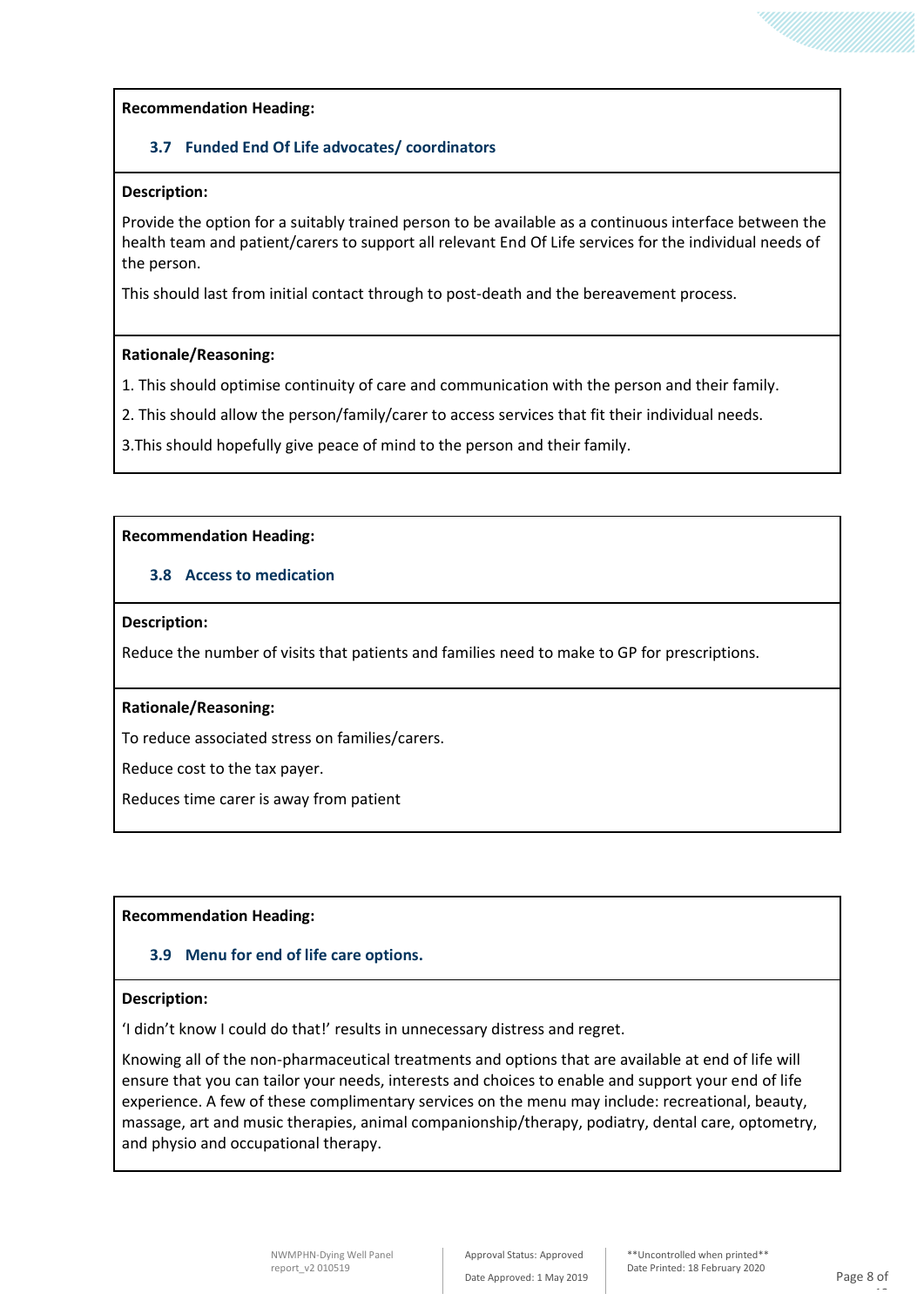**Recommendation Heading:**

### 3.7 Funded End Of Life advocates/ coordinators

**Description:**

Provide the option for a suitably trained person to be available as a continuous interface between the health team and patient/carers to support all relevant End Of Life services for the individual needs of the person.

This should last from initial contact through to post-death and the bereavement process.

**Rationale/Reasoning:**

1. This should optimise continuity of care and communication with the person and their family.

2. This should allow the person/family/carer to access services that fit their individual needs.

3.This should hopefully give peace of mind to the person and their family.

**Recommendation Heading:**

### 3.8 Access to medication

**Description:**

Reduce the number of visits that patients and families need to make to GP for prescriptions.

**Rationale/Reasoning:**

To reduce associated stress on families/carers.

Reduce cost to the tax payer.

Reduces time carer is away from patient

**Recommendation Heading:**

### 3.9 Menu for end of life care options.

**Description:**

'I didn't know I could do that!' results in unnecessary distress and regret.

Knowing all of the non-pharmaceutical treatments and options that are available at end of life will ensure that you can tailor your needs, interests and choices to enable and support your end of life experience. A few of these complimentary services on the menu may include: recreational, beauty, massage, art and music therapies, animal companionship/therapy, podiatry, dental care, optometry, and physio and occupational therapy.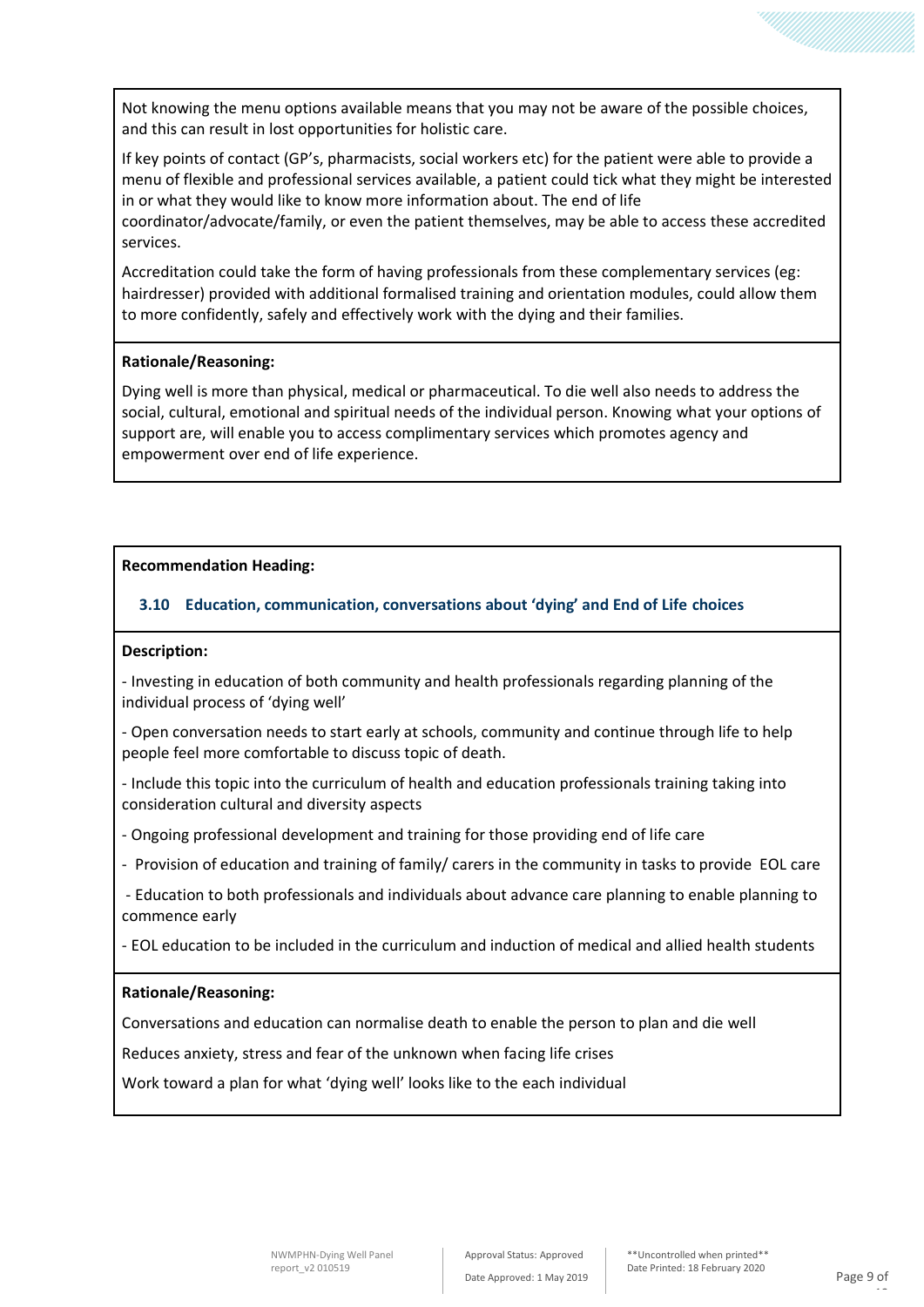Not knowing the menu options available means that you may not be aware of the possible choices, and this can result in lost opportunities for holistic care.

If key points of contact (GP's, pharmacists, social workers etc) for the patient were able to provide a menu of flexible and professional services available, a patient could tick what they might be interested in or what they would like to know more information about. The end of life coordinator/advocate/family, or even the patient themselves, may be able to access these accredited services.

Accreditation could take the form of having professionals from these complementary services (eg: hairdresser) provided with additional formalised training and orientation modules, could allow them to more confidently, safely and effectively work with the dying and their families.

**Rationale/Reasoning:**

Dying well is more than physical, medical or pharmaceutical. To die well also needs to address the social, cultural, emotional and spiritual needs of the individual person. Knowing what your options of support are, will enable you to access complimentary services which promotes agency and empowerment over end of life experience.

**Recommendation Heading:**

### 3.10 Education, communication, conversations about 'dying' and End of Life choices

**Description:**

- Investing in education of both community and health professionals regarding planning of the individual process of 'dying well'
- Open conversation needs to start early at schools, community and continue through life to help people feel more comfortable to discuss topic of death.
- Include this topic into the curriculum of health and education professionals training taking into consideration cultural and diversity aspects
- Ongoing professional development and training for those providing end of life care
- Provision of education and training of family/ carers in the community in tasks to provide EOL care
- Education to both professionals and individuals about advance care planning to enable planning to commence early
- EOL education to be included in the curriculum and induction of medical and allied health students

**Rationale/Reasoning:**

Conversations and education can normalise death to enable the person to plan and die well

Reduces anxiety, stress and fear of the unknown when facing life crises

Work toward a plan for what 'dying well' looks like to the each individual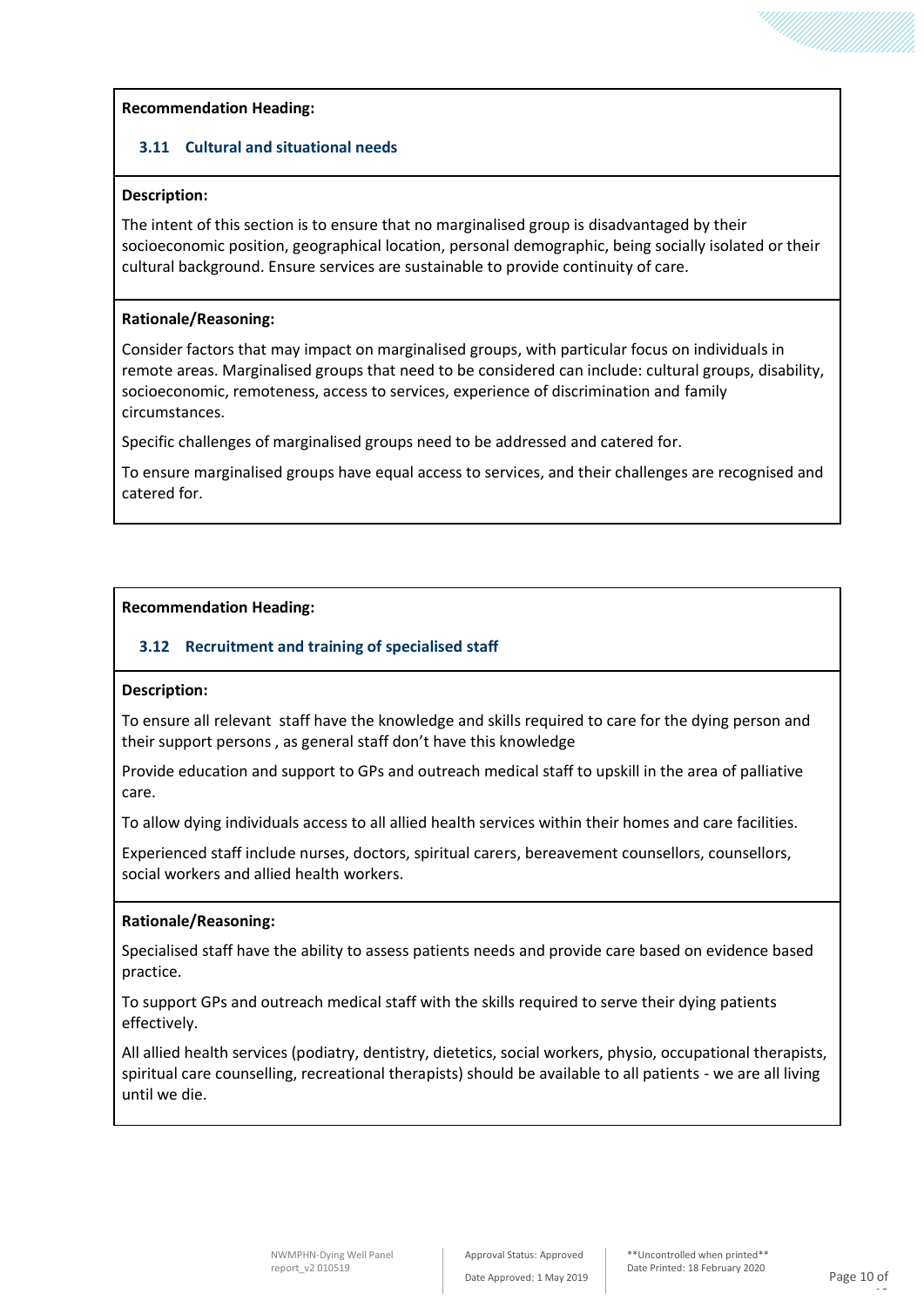**Recommendation Heading:**

### 3.11 Cultural and situational needs

**Description:**

The intent of this section is to ensure that no marginalised group is disadvantaged by their socioeconomic position, geographical location, personal demographic, being socially isolated or their cultural background. Ensure services are sustainable to provide continuity of care.

**Rationale/Reasoning:**

Consider factors that may impact on marginalised groups, with particular focus on individuals in remote areas. Marginalised groups that need to be considered can include: cultural groups, disability, socioeconomic, remoteness, access to services, experience of discrimination and family circumstances.

Specific challenges of marginalised groups need to be addressed and catered for.

To ensure marginalised groups have equal access to services, and their challenges are recognised and catered for.

**Recommendation Heading:**

### 3.12 Recruitment and training of specialised staff

**Description:**

To ensure all relevant staff have the knowledge and skills required to care for the dying person and their support persons , as general staff don't have this knowledge

Provide education and support to GPs and outreach medical staff to upskill in the area of palliative care.

To allow dying individuals access to all allied health services within their homes and care facilities.

Experienced staff include nurses, doctors, spiritual carers, bereavement counsellors, counsellors, social workers and allied health workers.

**Rationale/Reasoning:**

Specialised staff have the ability to assess patients needs and provide care based on evidence based practice.

To support GPs and outreach medical staff with the skills required to serve their dying patients effectively.

All allied health services (podiatry, dentistry, dietetics, social workers, physio, occupational therapists, spiritual care counselling, recreational therapists) should be available to all patients - we are all living until we die.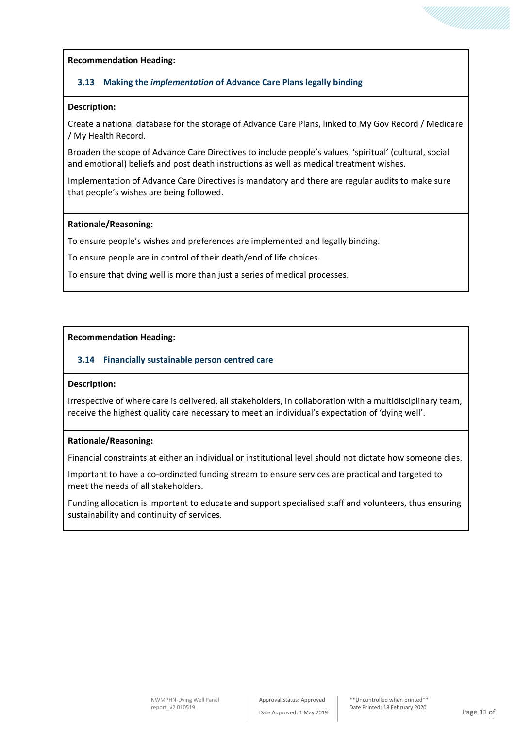**Recommendation Heading:**

### 3.13 Making the *implementation* of Advance Care Plans legally binding

**Description:**

Create a national database for the storage of Advance Care Plans, linked to My Gov Record / Medicare / My Health Record.

Broaden the scope of Advance Care Directives to include people's values, 'spiritual' (cultural, social and emotional) beliefs and post death instructions as well as medical treatment wishes.

Implementation of Advance Care Directives is mandatory and there are regular audits to make sure that people's wishes are being followed.

**Rationale/Reasoning:**

To ensure people's wishes and preferences are implemented and legally binding.

To ensure people are in control of their death/end of life choices.

To ensure that dying well is more than just a series of medical processes.

**Recommendation Heading:**

### 3.14 Financially sustainable person centred care

**Description:**

Irrespective of where care is delivered, all stakeholders, in collaboration with a multidisciplinary team, receive the highest quality care necessary to meet an individual's expectation of 'dying well'.

**Rationale/Reasoning:**

Financial constraints at either an individual or institutional level should not dictate how someone dies.

Important to have a co-ordinated funding stream to ensure services are practical and targeted to meet the needs of all stakeholders.

Funding allocation is important to educate and support specialised staff and volunteers, thus ensuring sustainability and continuity of services.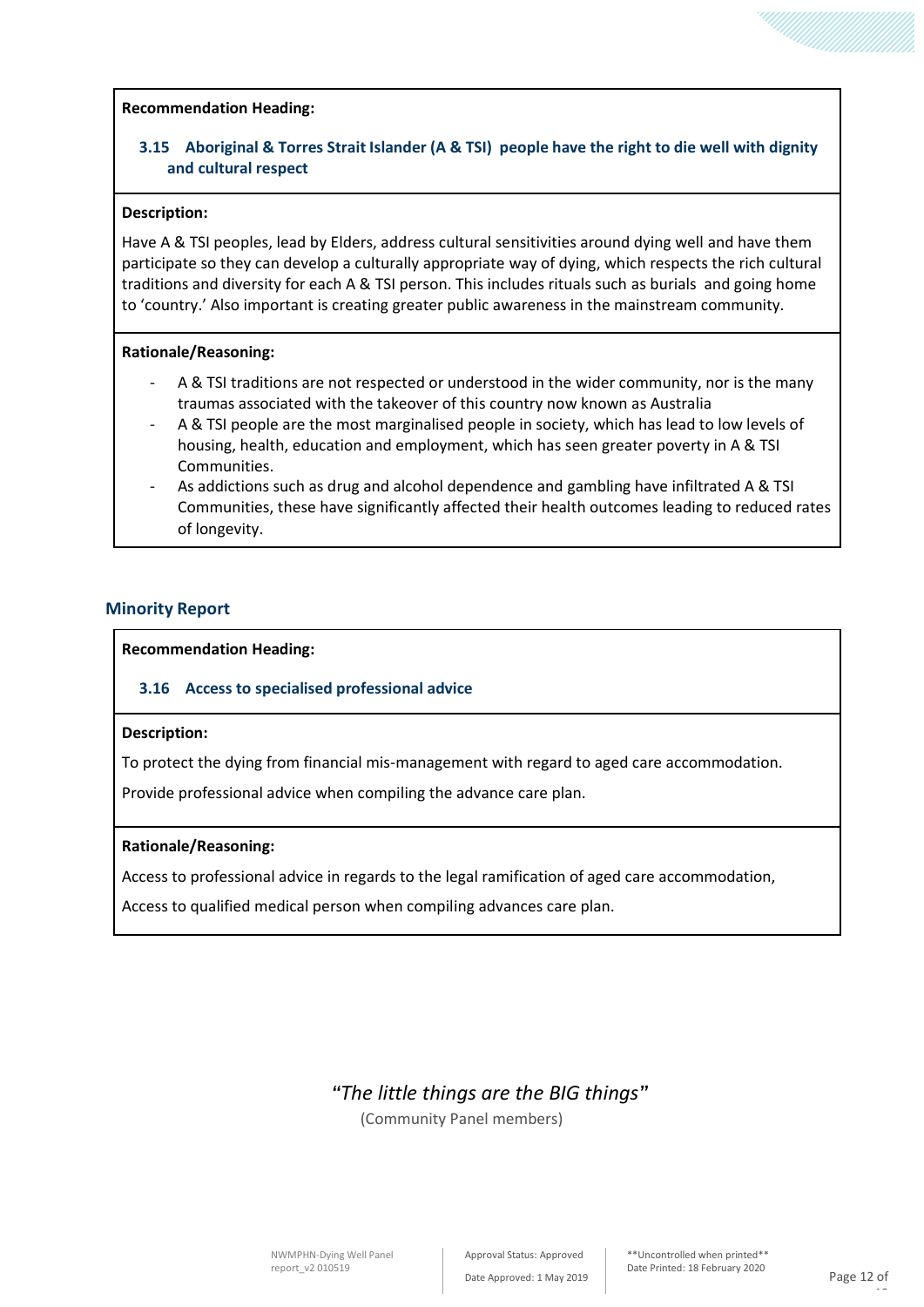**Recommendation Heading:**

### 3.15 Aboriginal & Torres Strait Islander (A & TSI) people have the right to die well with dignity and cultural respect

**Description:**

Have A & TSI peoples, lead by Elders, address cultural sensitivities around dying well and have them participate so they can develop a culturally appropriate way of dying, which respects the rich cultural traditions and diversity for each A & TSI person. This includes rituals such as burials and going home to 'country.' Also important is creating greater public awareness in the mainstream community.

**Rationale/Reasoning:**

- A & TSI traditions are not respected or understood in the wider community, nor is the many traumas associated with the takeover of this country now known as Australia
- A & TSI people are the most marginalised people in society, which has lead to low levels of housing, health, education and employment, which has seen greater poverty in A & TSI Communities.
- As addictions such as drug and alcohol dependence and gambling have infiltrated A & TSI Communities, these have significantly affected their health outcomes leading to reduced rates of longevity.

## Minority Report

**Recommendation Heading:**

### 3.16 Access to specialised professional advice

**Description:**

To protect the dying from financial mis-management with regard to aged care accommodation.

Provide professional advice when compiling the advance care plan.

**Rationale/Reasoning:**

Access to professional advice in regards to the legal ramification of aged care accommodation,

Access to qualified medical person when compiling advances care plan.

"*The little things are the BIG things*"
(Community Panel members)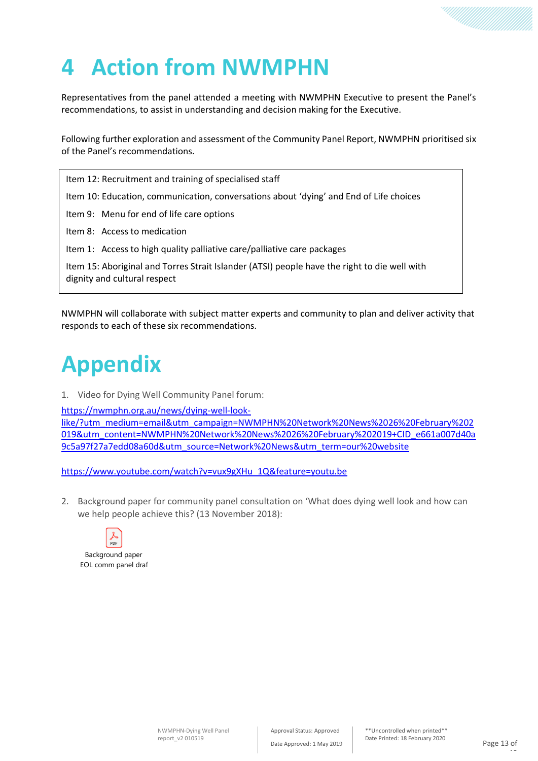# 4 Action from NWMPHN

Representatives from the panel attended a meeting with NWMPHN Executive to present the Panel's recommendations, to assist in understanding and decision making for the Executive.

Following further exploration and assessment of the Community Panel Report, NWMPHN prioritised six of the Panel's recommendations.

| |
|---|
| Item 12: Recruitment and training of specialised staff |
| Item 10: Education, communication, conversations about 'dying' and End of Life choices |
| Item 9: Menu for end of life care options |
| Item 8: Access to medication |
| Item 1: Access to high quality palliative care/palliative care packages |
| Item 15: Aboriginal and Torres Strait Islander (ATSI) people have the right to die well with dignity and cultural respect |

NWMPHN will collaborate with subject matter experts and community to plan and deliver activity that responds to each of these six recommendations.

# Appendix

1. Video for Dying Well Community Panel forum:

https://nwmphn.org.au/news/dying-well-look-like/?utm_medium=email&utm_campaign=NWMPHN%20Network%20News%2026%20February%202019&utm_content=NWMPHN%20Network%20News%2026%20February%202019+CID_e661a007d40a9c5a97f27a7edd08a60d&utm_source=Network%20News&utm_term=our%20website

https://www.youtube.com/watch?v=vux9gXHu_1Q&feature=youtu.be

2. Background paper for community panel consultation on 'What does dying well look and how can we help people achieve this? (13 November 2018):

Background paper EOL comm panel draf